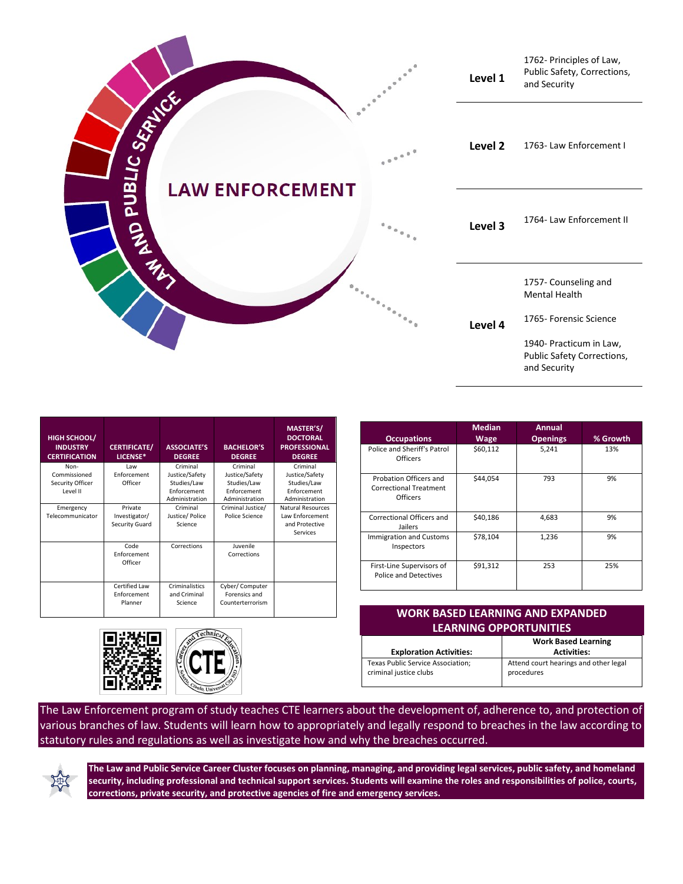# LAW AND PUBLIC SERVICE

## LAW ENFORCEMENT

| Level | Courses |
|---|---|
| **Level 1** | 1762- Principles of Law, Public Safety, Corrections, and Security |
| **Level 2** | 1763- Law Enforcement I |
| **Level 3** | 1764- Law Enforcement II |
| **Level 4** | 1757- Counseling and Mental Health<br>1765- Forensic Science<br>1940- Practicum in Law, Public Safety Corrections, and Security |

| HIGH SCHOOL/ INDUSTRY CERTIFICATION | CERTIFICATE/ LICENSE* | ASSOCIATE'S DEGREE | BACHELOR'S DEGREE | MASTER'S/ DOCTORAL PROFESSIONAL DEGREE |
|---|---|---|---|---|
| Non-Commissioned Security Officer Level II | Law Enforcement Officer | Criminal Justice/Safety Studies/Law Enforcement Administration | Criminal Justice/Safety Studies/Law Enforcement Administration | Criminal Justice/Safety Studies/Law Enforcement Administration |
| Emergency Telecommunicator | Private Investigator/ Security Guard | Criminal Justice/ Police Science | Criminal Justice/ Police Science | Natural Resources Law Enforcement and Protective Services |
| | Code Enforcement Officer | Corrections | Juvenile Corrections | |
| | Certified Law Enforcement Planner | Criminalistics and Criminal Science | Cyber/ Computer Forensics and Counterterrorism | |

| Occupations | Median Wage | Annual Openings | % Growth |
|---|---|---|---|
| Police and Sheriff's Patrol Officers | $60,112 | 5,241 | 13% |
| Probation Officers and Correctional Treatment Officers | $44,054 | 793 | 9% |
| Correctional Officers and Jailers | $40,186 | 4,683 | 9% |
| Immigration and Customs Inspectors | $78,104 | 1,236 | 9% |
| First-Line Supervisors of Police and Detectives | $91,312 | 253 | 25% |

## WORK BASED LEARNING AND EXPANDED LEARNING OPPORTUNITIES

| Exploration Activities: | Work Based Learning Activities: |
|---|---|
| Texas Public Service Association; criminal justice clubs | Attend court hearings and other legal procedures |

The Law Enforcement program of study teaches CTE learners about the development of, adherence to, and protection of various branches of law. Students will learn how to appropriately and legally respond to breaches in the law according to statutory rules and regulations as well as investigate how and why the breaches occurred.

**The Law and Public Service Career Cluster focuses on planning, managing, and providing legal services, public safety, and homeland security, including professional and technical support services. Students will examine the roles and responsibilities of police, courts, corrections, private security, and protective agencies of fire and emergency services.**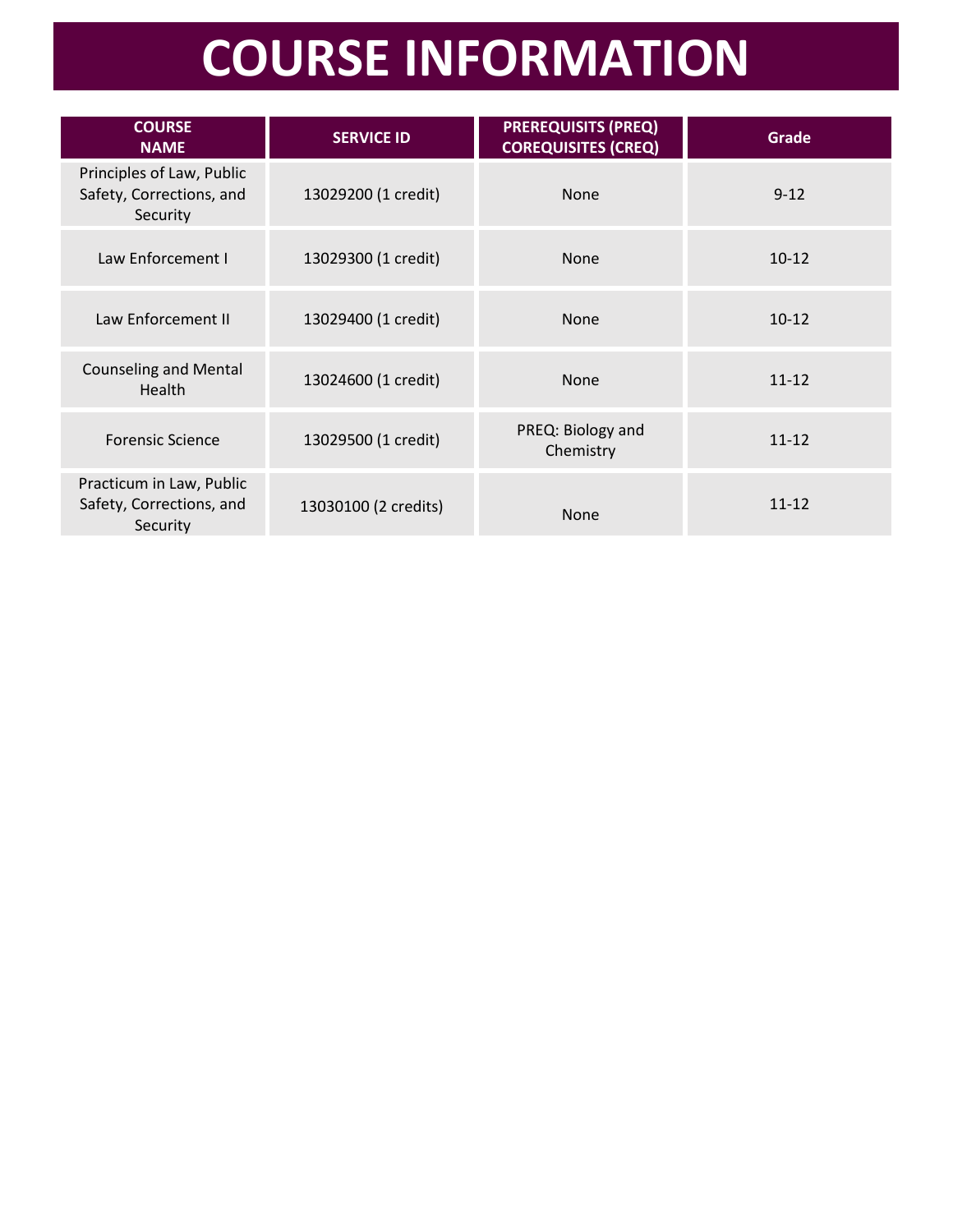# COURSE INFORMATION

| COURSE NAME | SERVICE ID | PREREQUISITS (PREQ) COREQUISITES (CREQ) | Grade |
|---|---|---|---|
| Principles of Law, Public Safety, Corrections, and Security | 13029200 (1 credit) | None | 9-12 |
| Law Enforcement I | 13029300 (1 credit) | None | 10-12 |
| Law Enforcement II | 13029400 (1 credit) | None | 10-12 |
| Counseling and Mental Health | 13024600 (1 credit) | None | 11-12 |
| Forensic Science | 13029500 (1 credit) | PREQ: Biology and Chemistry | 11-12 |
| Practicum in Law, Public Safety, Corrections, and Security | 13030100 (2 credits) | None | 11-12 |